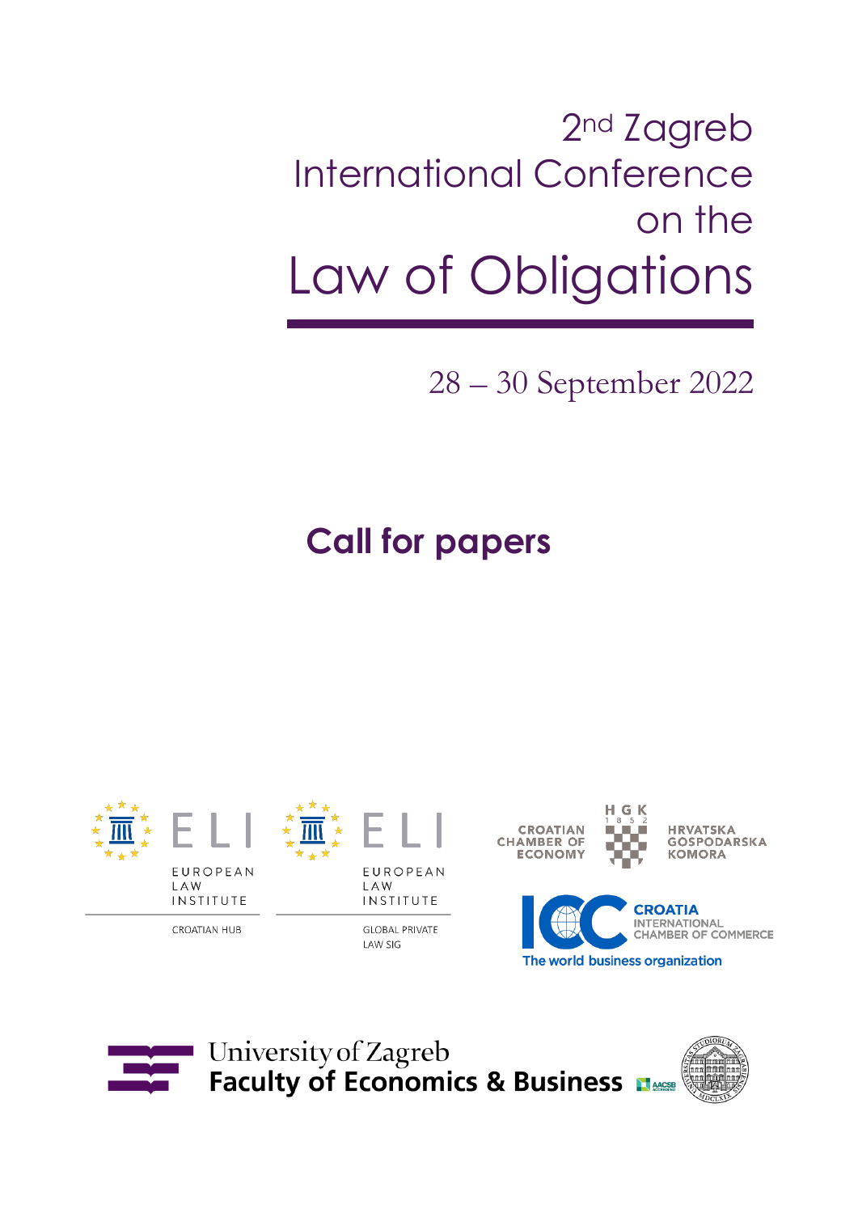# 2nd Zagreb International Conference on the Law of Obligations

28 – 30 September 2022

## Call for papers

EUROPEAN LAW INSTITUTE
CROATIAN HUB

EUROPEAN LAW INSTITUTE
GLOBAL PRIVATE LAW SIG

CROATIAN CHAMBER OF ECONOMY
HGK 1852
HRVATSKA GOSPODARSKA KOMORA

ICC CROATIA
INTERNATIONAL CHAMBER OF COMMERCE
The world business organization

University of Zagreb
**Faculty of Economics & Business**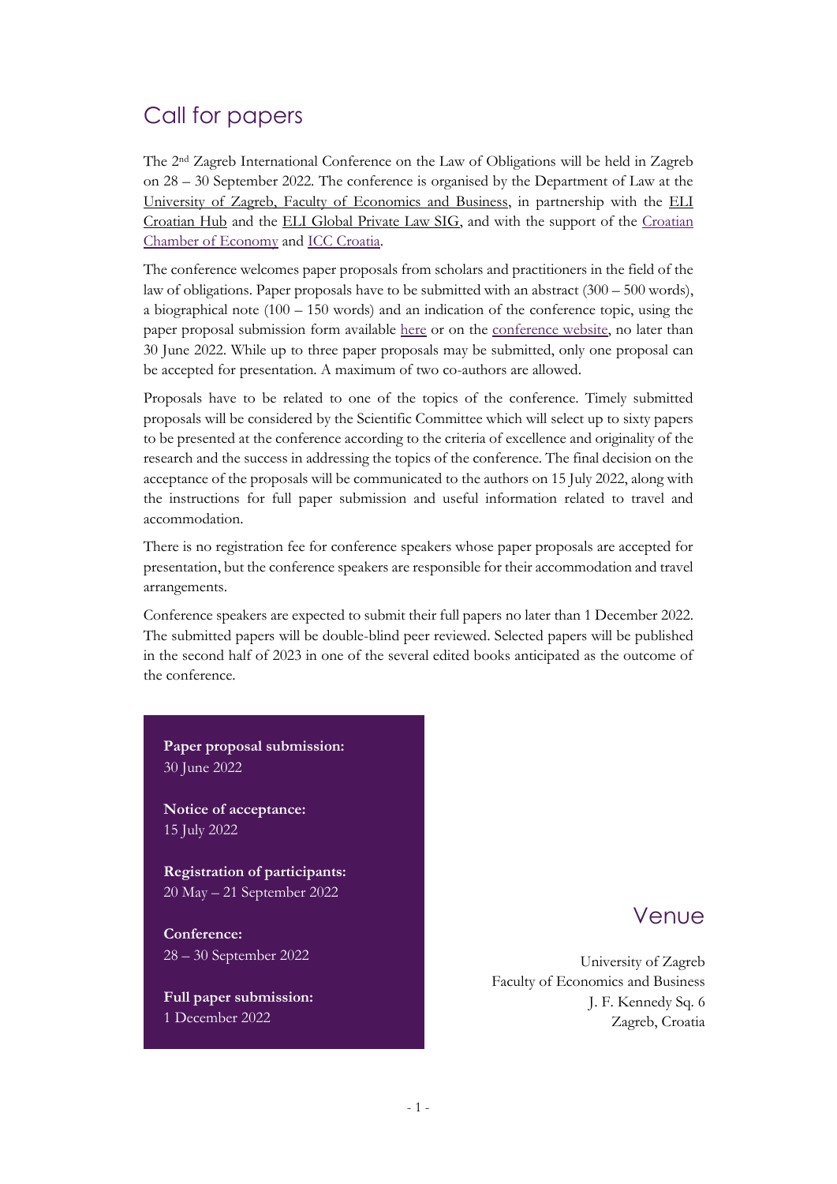## Call for papers

The 2nd Zagreb International Conference on the Law of Obligations will be held in Zagreb on 28 – 30 September 2022. The conference is organised by the Department of Law at the University of Zagreb, Faculty of Economics and Business, in partnership with the ELI Croatian Hub and the ELI Global Private Law SIG, and with the support of the Croatian Chamber of Economy and ICC Croatia.

The conference welcomes paper proposals from scholars and practitioners in the field of the law of obligations. Paper proposals have to be submitted with an abstract (300 – 500 words), a biographical note (100 – 150 words) and an indication of the conference topic, using the paper proposal submission form available here or on the conference website, no later than 30 June 2022. While up to three paper proposals may be submitted, only one proposal can be accepted for presentation. A maximum of two co-authors are allowed.

Proposals have to be related to one of the topics of the conference. Timely submitted proposals will be considered by the Scientific Committee which will select up to sixty papers to be presented at the conference according to the criteria of excellence and originality of the research and the success in addressing the topics of the conference. The final decision on the acceptance of the proposals will be communicated to the authors on 15 July 2022, along with the instructions for full paper submission and useful information related to travel and accommodation.

There is no registration fee for conference speakers whose paper proposals are accepted for presentation, but the conference speakers are responsible for their accommodation and travel arrangements.

Conference speakers are expected to submit their full papers no later than 1 December 2022. The submitted papers will be double-blind peer reviewed. Selected papers will be published in the second half of 2023 in one of the several edited books anticipated as the outcome of the conference.

**Paper proposal submission:**
30 June 2022

**Notice of acceptance:**
15 July 2022

**Registration of participants:**
20 May – 21 September 2022

**Conference:**
28 – 30 September 2022

**Full paper submission:**
1 December 2022

## Venue

University of Zagreb
Faculty of Economics and Business
J. F. Kennedy Sq. 6
Zagreb, Croatia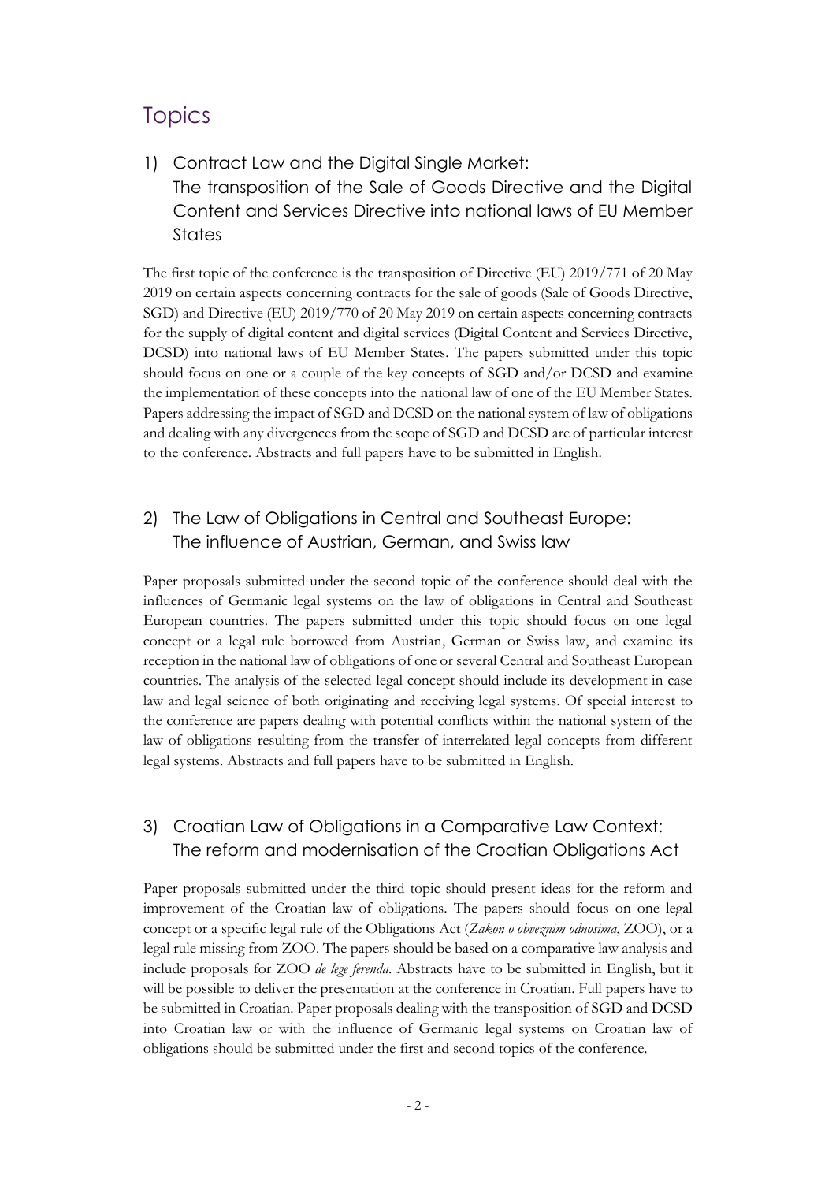# Topics

## 1) Contract Law and the Digital Single Market: The transposition of the Sale of Goods Directive and the Digital Content and Services Directive into national laws of EU Member States

The first topic of the conference is the transposition of Directive (EU) 2019/771 of 20 May 2019 on certain aspects concerning contracts for the sale of goods (Sale of Goods Directive, SGD) and Directive (EU) 2019/770 of 20 May 2019 on certain aspects concerning contracts for the supply of digital content and digital services (Digital Content and Services Directive, DCSD) into national laws of EU Member States. The papers submitted under this topic should focus on one or a couple of the key concepts of SGD and/or DCSD and examine the implementation of these concepts into the national law of one of the EU Member States. Papers addressing the impact of SGD and DCSD on the national system of law of obligations and dealing with any divergences from the scope of SGD and DCSD are of particular interest to the conference. Abstracts and full papers have to be submitted in English.

## 2) The Law of Obligations in Central and Southeast Europe: The influence of Austrian, German, and Swiss law

Paper proposals submitted under the second topic of the conference should deal with the influences of Germanic legal systems on the law of obligations in Central and Southeast European countries. The papers submitted under this topic should focus on one legal concept or a legal rule borrowed from Austrian, German or Swiss law, and examine its reception in the national law of obligations of one or several Central and Southeast European countries. The analysis of the selected legal concept should include its development in case law and legal science of both originating and receiving legal systems. Of special interest to the conference are papers dealing with potential conflicts within the national system of the law of obligations resulting from the transfer of interrelated legal concepts from different legal systems. Abstracts and full papers have to be submitted in English.

## 3) Croatian Law of Obligations in a Comparative Law Context: The reform and modernisation of the Croatian Obligations Act

Paper proposals submitted under the third topic should present ideas for the reform and improvement of the Croatian law of obligations. The papers should focus on one legal concept or a specific legal rule of the Obligations Act (*Zakon o obveznim odnosima*, ZOO), or a legal rule missing from ZOO. The papers should be based on a comparative law analysis and include proposals for ZOO *de lege ferenda*. Abstracts have to be submitted in English, but it will be possible to deliver the presentation at the conference in Croatian. Full papers have to be submitted in Croatian. Paper proposals dealing with the transposition of SGD and DCSD into Croatian law or with the influence of Germanic legal systems on Croatian law of obligations should be submitted under the first and second topics of the conference.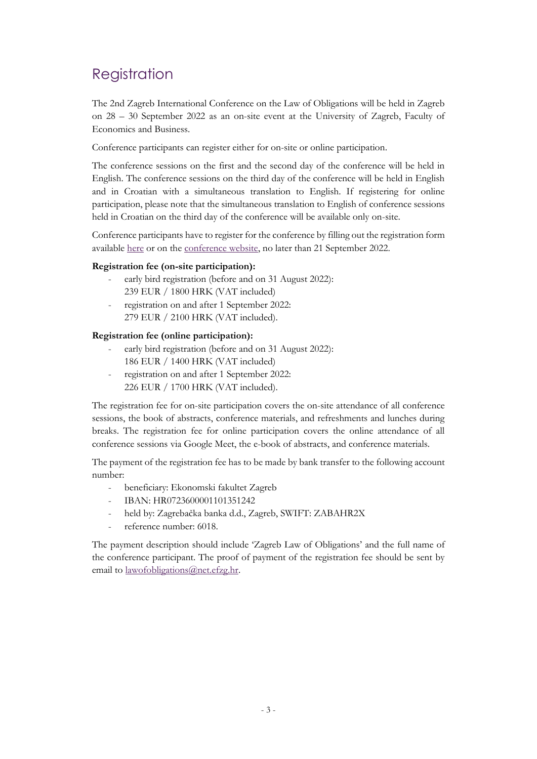# Registration

The 2nd Zagreb International Conference on the Law of Obligations will be held in Zagreb on 28 – 30 September 2022 as an on-site event at the University of Zagreb, Faculty of Economics and Business.

Conference participants can register either for on-site or online participation.

The conference sessions on the first and the second day of the conference will be held in English. The conference sessions on the third day of the conference will be held in English and in Croatian with a simultaneous translation to English. If registering for online participation, please note that the simultaneous translation to English of conference sessions held in Croatian on the third day of the conference will be available only on-site.

Conference participants have to register for the conference by filling out the registration form available here or on the conference website, no later than 21 September 2022.

**Registration fee (on-site participation):**

- early bird registration (before and on 31 August 2022):
  239 EUR / 1800 HRK (VAT included)
- registration on and after 1 September 2022:
  279 EUR / 2100 HRK (VAT included).

**Registration fee (online participation):**

- early bird registration (before and on 31 August 2022):
  186 EUR / 1400 HRK (VAT included)
- registration on and after 1 September 2022:
  226 EUR / 1700 HRK (VAT included).

The registration fee for on-site participation covers the on-site attendance of all conference sessions, the book of abstracts, conference materials, and refreshments and lunches during breaks. The registration fee for online participation covers the online attendance of all conference sessions via Google Meet, the e-book of abstracts, and conference materials.

The payment of the registration fee has to be made by bank transfer to the following account number:

- beneficiary: Ekonomski fakultet Zagreb
- IBAN: HR0723600001101351242
- held by: Zagrebačka banka d.d., Zagreb, SWIFT: ZABAHR2X
- reference number: 6018.

The payment description should include 'Zagreb Law of Obligations' and the full name of the conference participant. The proof of payment of the registration fee should be sent by email to lawofobligations@net.efzg.hr.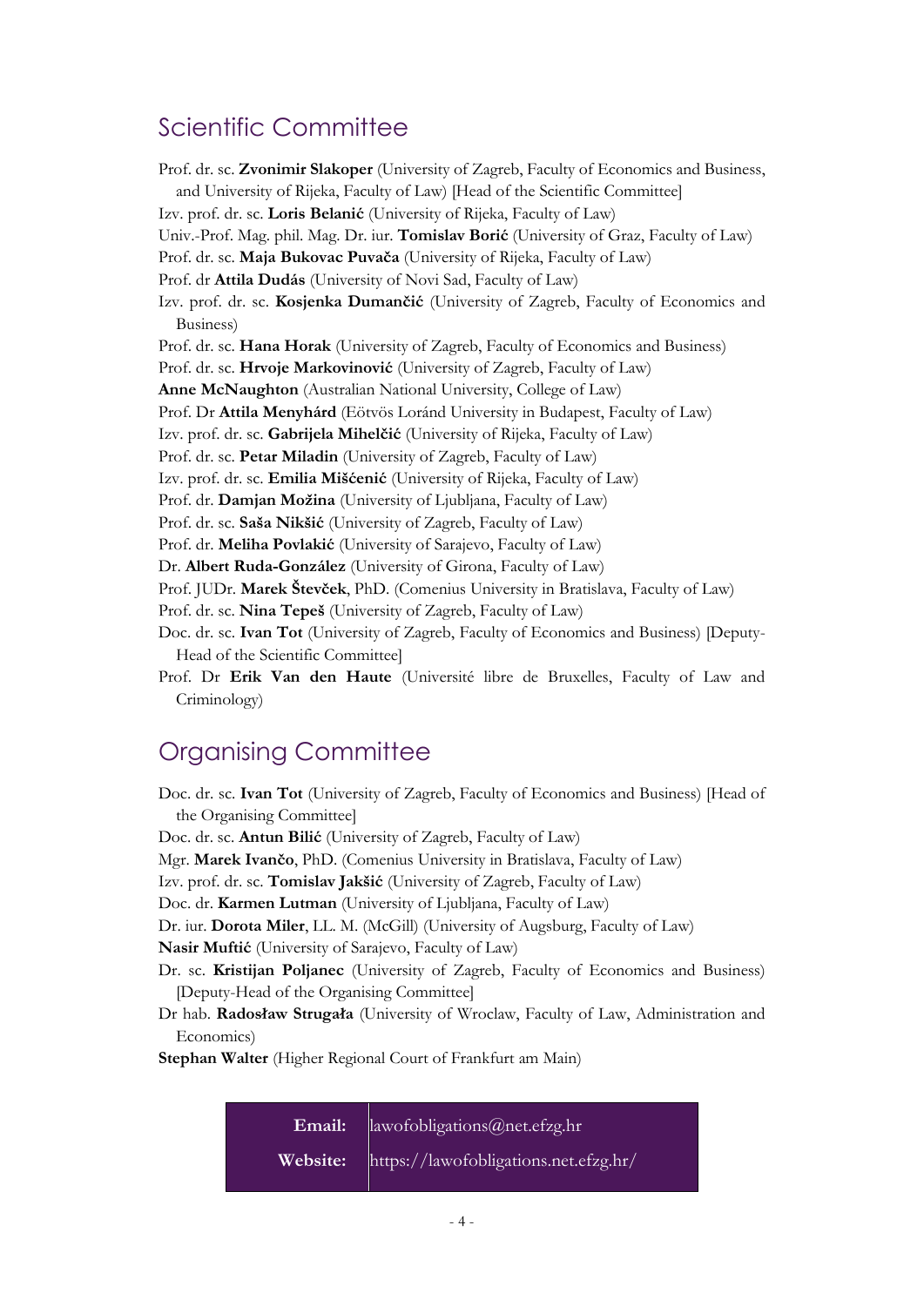## Scientific Committee

Prof. dr. sc. **Zvonimir Slakoper** (University of Zagreb, Faculty of Economics and Business, and University of Rijeka, Faculty of Law) [Head of the Scientific Committee]

Izv. prof. dr. sc. **Loris Belanić** (University of Rijeka, Faculty of Law)

Univ.-Prof. Mag. phil. Mag. Dr. iur. **Tomislav Borić** (University of Graz, Faculty of Law)

Prof. dr. sc. **Maja Bukovac Puvača** (University of Rijeka, Faculty of Law)

Prof. dr **Attila Dudás** (University of Novi Sad, Faculty of Law)

Izv. prof. dr. sc. **Kosjenka Dumančić** (University of Zagreb, Faculty of Economics and Business)

Prof. dr. sc. **Hana Horak** (University of Zagreb, Faculty of Economics and Business)

Prof. dr. sc. **Hrvoje Markovinović** (University of Zagreb, Faculty of Law)

**Anne McNaughton** (Australian National University, College of Law)

Prof. Dr **Attila Menyhárd** (Eötvös Loránd University in Budapest, Faculty of Law)

Izv. prof. dr. sc. **Gabrijela Mihelčić** (University of Rijeka, Faculty of Law)

Prof. dr. sc. **Petar Miladin** (University of Zagreb, Faculty of Law)

Izv. prof. dr. sc. **Emilia Mišćenić** (University of Rijeka, Faculty of Law)

Prof. dr. **Damjan Možina** (University of Ljubljana, Faculty of Law)

Prof. dr. sc. **Saša Nikšić** (University of Zagreb, Faculty of Law)

Prof. dr. **Meliha Povlakić** (University of Sarajevo, Faculty of Law)

Dr. **Albert Ruda-González** (University of Girona, Faculty of Law)

Prof. JUDr. **Marek Števček**, PhD. (Comenius University in Bratislava, Faculty of Law)

Prof. dr. sc. **Nina Tepeš** (University of Zagreb, Faculty of Law)

Doc. dr. sc. **Ivan Tot** (University of Zagreb, Faculty of Economics and Business) [Deputy-Head of the Scientific Committee]

Prof. Dr **Erik Van den Haute** (Université libre de Bruxelles, Faculty of Law and Criminology)

## Organising Committee

Doc. dr. sc. **Ivan Tot** (University of Zagreb, Faculty of Economics and Business) [Head of the Organising Committee]

Doc. dr. sc. **Antun Bilić** (University of Zagreb, Faculty of Law)

Mgr. **Marek Ivančo**, PhD. (Comenius University in Bratislava, Faculty of Law)

Izv. prof. dr. sc. **Tomislav Jakšić** (University of Zagreb, Faculty of Law)

Doc. dr. **Karmen Lutman** (University of Ljubljana, Faculty of Law)

Dr. iur. **Dorota Miler**, LL. M. (McGill) (University of Augsburg, Faculty of Law)

**Nasir Muftić** (University of Sarajevo, Faculty of Law)

Dr. sc. **Kristijan Poljanec** (University of Zagreb, Faculty of Economics and Business) [Deputy-Head of the Organising Committee]

Dr hab. **Radosław Strugała** (University of Wroclaw, Faculty of Law, Administration and Economics)

**Stephan Walter** (Higher Regional Court of Frankfurt am Main)

| | |
|---|---|
| **Email:** | lawofobligations@net.efzg.hr |
| **Website:** | https://lawofobligations.net.efzg.hr/ |